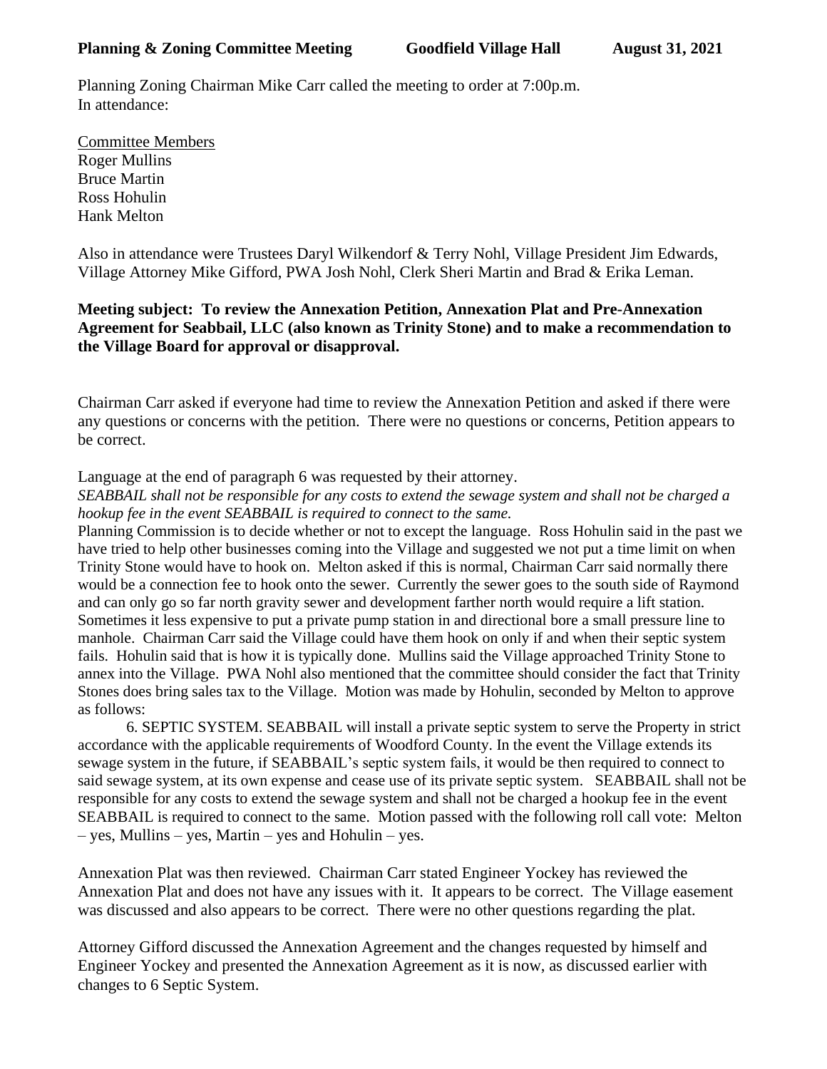**Planning & Zoning Committee Meeting Goodfield Village Hall August 31, 2021**

Planning Zoning Chairman Mike Carr called the meeting to order at 7:00p.m.
In attendance:

Committee Members
Roger Mullins
Bruce Martin
Ross Hohulin
Hank Melton

Also in attendance were Trustees Daryl Wilkendorf & Terry Nohl, Village President Jim Edwards, Village Attorney Mike Gifford, PWA Josh Nohl, Clerk Sheri Martin and Brad & Erika Leman.

**Meeting subject: To review the Annexation Petition, Annexation Plat and Pre-Annexation Agreement for Seabbail, LLC (also known as Trinity Stone) and to make a recommendation to the Village Board for approval or disapproval.**

Chairman Carr asked if everyone had time to review the Annexation Petition and asked if there were any questions or concerns with the petition. There were no questions or concerns, Petition appears to be correct.

Language at the end of paragraph 6 was requested by their attorney.
*SEABBAIL shall not be responsible for any costs to extend the sewage system and shall not be charged a hookup fee in the event SEABBAIL is required to connect to the same.*
Planning Commission is to decide whether or not to except the language. Ross Hohulin said in the past we have tried to help other businesses coming into the Village and suggested we not put a time limit on when Trinity Stone would have to hook on. Melton asked if this is normal, Chairman Carr said normally there would be a connection fee to hook onto the sewer. Currently the sewer goes to the south side of Raymond and can only go so far north gravity sewer and development farther north would require a lift station. Sometimes it less expensive to put a private pump station in and directional bore a small pressure line to manhole. Chairman Carr said the Village could have them hook on only if and when their septic system fails. Hohulin said that is how it is typically done. Mullins said the Village approached Trinity Stone to annex into the Village. PWA Nohl also mentioned that the committee should consider the fact that Trinity Stones does bring sales tax to the Village. Motion was made by Hohulin, seconded by Melton to approve as follows:

6. SEPTIC SYSTEM. SEABBAIL will install a private septic system to serve the Property in strict accordance with the applicable requirements of Woodford County. In the event the Village extends its sewage system in the future, if SEABBAIL's septic system fails, it would be then required to connect to said sewage system, at its own expense and cease use of its private septic system. SEABBAIL shall not be responsible for any costs to extend the sewage system and shall not be charged a hookup fee in the event SEABBAIL is required to connect to the same. Motion passed with the following roll call vote: Melton – yes, Mullins – yes, Martin – yes and Hohulin – yes.

Annexation Plat was then reviewed. Chairman Carr stated Engineer Yockey has reviewed the Annexation Plat and does not have any issues with it. It appears to be correct. The Village easement was discussed and also appears to be correct. There were no other questions regarding the plat.

Attorney Gifford discussed the Annexation Agreement and the changes requested by himself and Engineer Yockey and presented the Annexation Agreement as it is now, as discussed earlier with changes to 6 Septic System.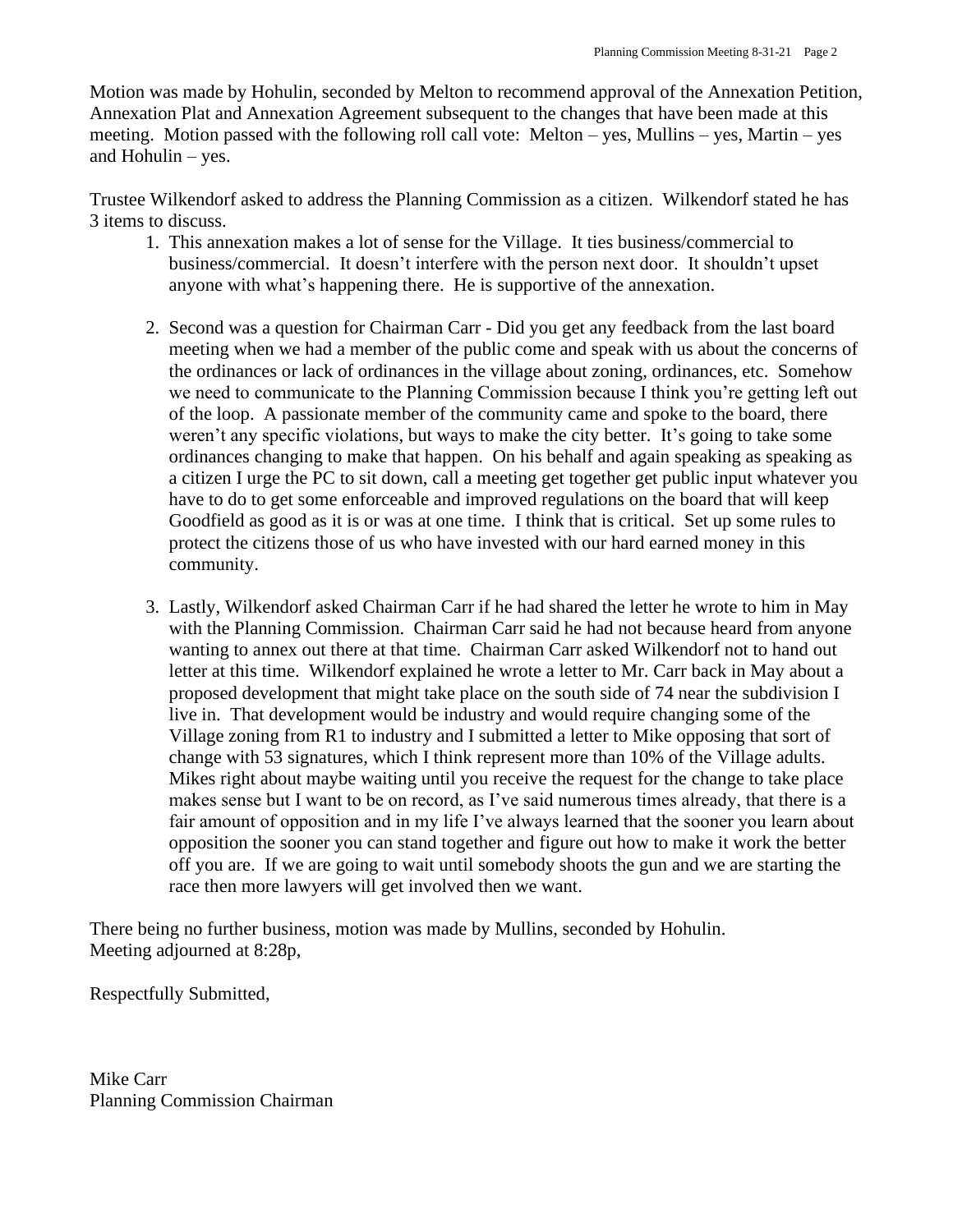Motion was made by Hohulin, seconded by Melton to recommend approval of the Annexation Petition, Annexation Plat and Annexation Agreement subsequent to the changes that have been made at this meeting. Motion passed with the following roll call vote: Melton – yes, Mullins – yes, Martin – yes and Hohulin – yes.

Trustee Wilkendorf asked to address the Planning Commission as a citizen. Wilkendorf stated he has 3 items to discuss.

1. This annexation makes a lot of sense for the Village. It ties business/commercial to business/commercial. It doesn't interfere with the person next door. It shouldn't upset anyone with what's happening there. He is supportive of the annexation.

2. Second was a question for Chairman Carr - Did you get any feedback from the last board meeting when we had a member of the public come and speak with us about the concerns of the ordinances or lack of ordinances in the village about zoning, ordinances, etc. Somehow we need to communicate to the Planning Commission because I think you're getting left out of the loop. A passionate member of the community came and spoke to the board, there weren't any specific violations, but ways to make the city better. It's going to take some ordinances changing to make that happen. On his behalf and again speaking as speaking as a citizen I urge the PC to sit down, call a meeting get together get public input whatever you have to do to get some enforceable and improved regulations on the board that will keep Goodfield as good as it is or was at one time. I think that is critical. Set up some rules to protect the citizens those of us who have invested with our hard earned money in this community.

3. Lastly, Wilkendorf asked Chairman Carr if he had shared the letter he wrote to him in May with the Planning Commission. Chairman Carr said he had not because heard from anyone wanting to annex out there at that time. Chairman Carr asked Wilkendorf not to hand out letter at this time. Wilkendorf explained he wrote a letter to Mr. Carr back in May about a proposed development that might take place on the south side of 74 near the subdivision I live in. That development would be industry and would require changing some of the Village zoning from R1 to industry and I submitted a letter to Mike opposing that sort of change with 53 signatures, which I think represent more than 10% of the Village adults. Mikes right about maybe waiting until you receive the request for the change to take place makes sense but I want to be on record, as I've said numerous times already, that there is a fair amount of opposition and in my life I've always learned that the sooner you learn about opposition the sooner you can stand together and figure out how to make it work the better off you are. If we are going to wait until somebody shoots the gun and we are starting the race then more lawyers will get involved then we want.

There being no further business, motion was made by Mullins, seconded by Hohulin.
Meeting adjourned at 8:28p,

Respectfully Submitted,

Mike Carr
Planning Commission Chairman